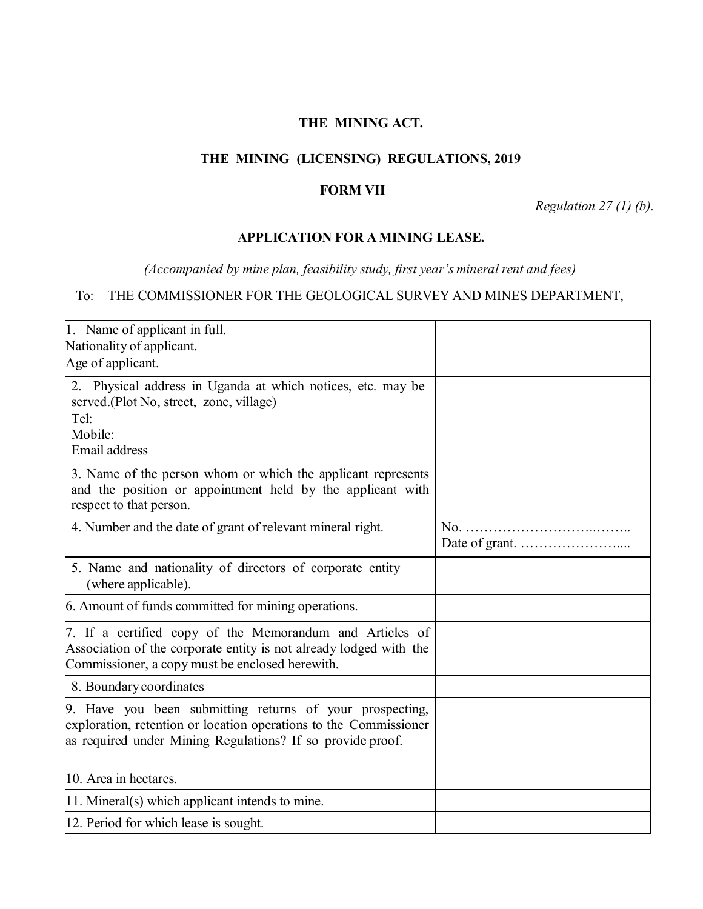# THE MINING ACT.

## THE MINING (LICENSING) REGULATIONS, 2019

### FORM VII

*Regulation 27 (1) (b).*

### APPLICATION FOR A MINING LEASE.

*(Accompanied by mine plan, feasibility study, first year's mineral rent and fees)*

To: THE COMMISSIONER FOR THE GEOLOGICAL SURVEY AND MINES DEPARTMENT,

| | |
|---|---|
| 1. Name of applicant in full.<br>Nationality of applicant.<br>Age of applicant. | |
| 2. Physical address in Uganda at which notices, etc. may be served.(Plot No, street, zone, village)<br>Tel:<br>Mobile:<br>Email address | |
| 3. Name of the person whom or which the applicant represents and the position or appointment held by the applicant with respect to that person. | |
| 4. Number and the date of grant of relevant mineral right. | No. ………………………..……..<br>Date of grant. …………………..... |
| 5. Name and nationality of directors of corporate entity (where applicable). | |
| 6. Amount of funds committed for mining operations. | |
| 7. If a certified copy of the Memorandum and Articles of Association of the corporate entity is not already lodged with the Commissioner, a copy must be enclosed herewith. | |
| 8. Boundary coordinates | |
| 9. Have you been submitting returns of your prospecting, exploration, retention or location operations to the Commissioner as required under Mining Regulations? If so provide proof. | |
| 10. Area in hectares. | |
| 11. Mineral(s) which applicant intends to mine. | |
| 12. Period for which lease is sought. | |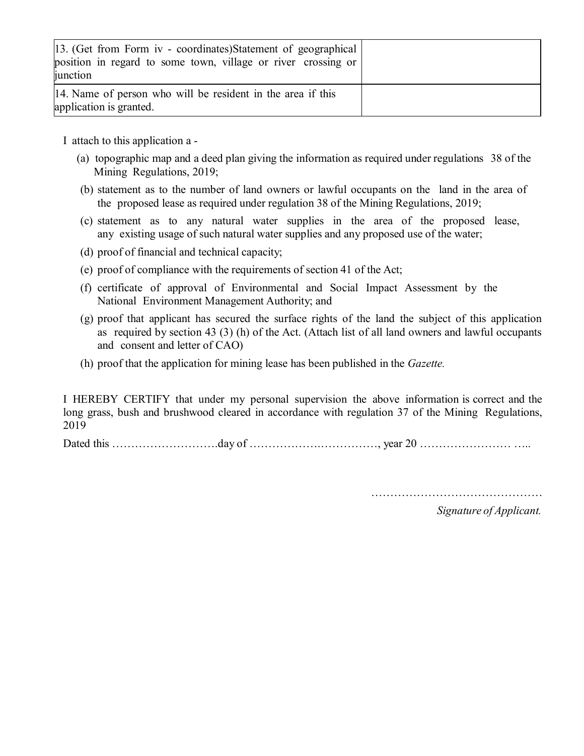| | |
|---|---|
| 13. (Get from Form iv - coordinates)Statement of geographical position in regard to some town, village or river crossing or junction | |
| 14. Name of person who will be resident in the area if this application is granted. | |

I attach to this application a -

(a) topographic map and a deed plan giving the information as required under regulations 38 of the Mining Regulations, 2019;

(b) statement as to the number of land owners or lawful occupants on the land in the area of the proposed lease as required under regulation 38 of the Mining Regulations, 2019;

(c) statement as to any natural water supplies in the area of the proposed lease, any existing usage of such natural water supplies and any proposed use of the water;

(d) proof of financial and technical capacity;

(e) proof of compliance with the requirements of section 41 of the Act;

(f) certificate of approval of Environmental and Social Impact Assessment by the National Environment Management Authority; and

(g) proof that applicant has secured the surface rights of the land the subject of this application as required by section 43 (3) (h) of the Act. (Attach list of all land owners and lawful occupants and consent and letter of CAO)

(h) proof that the application for mining lease has been published in the *Gazette.*

I HEREBY CERTIFY that under my personal supervision the above information is correct and the long grass, bush and brushwood cleared in accordance with regulation 37 of the Mining Regulations, 2019

Dated this ……………………….day of ……………….……………, year 20 …………………… …..

………………………………………

*Signature of Applicant.*